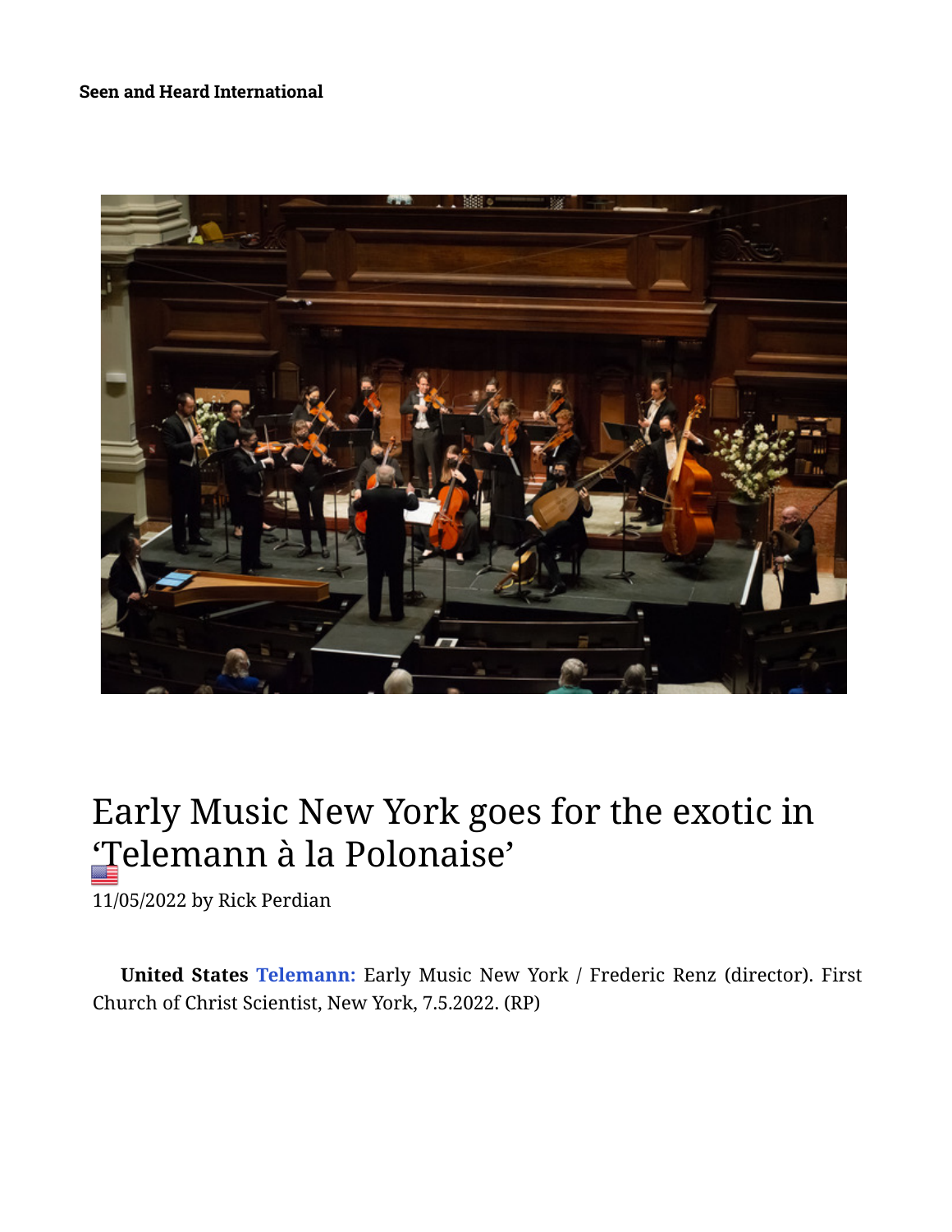Seen and Heard International

# Early Music New York goes for the exotic in 'Telemann à la Polonaise'

11/05/2022 by Rick Perdian

**United States** **Telemann:** Early Music New York / Frederic Renz (director). First Church of Christ Scientist, New York, 7.5.2022. (RP)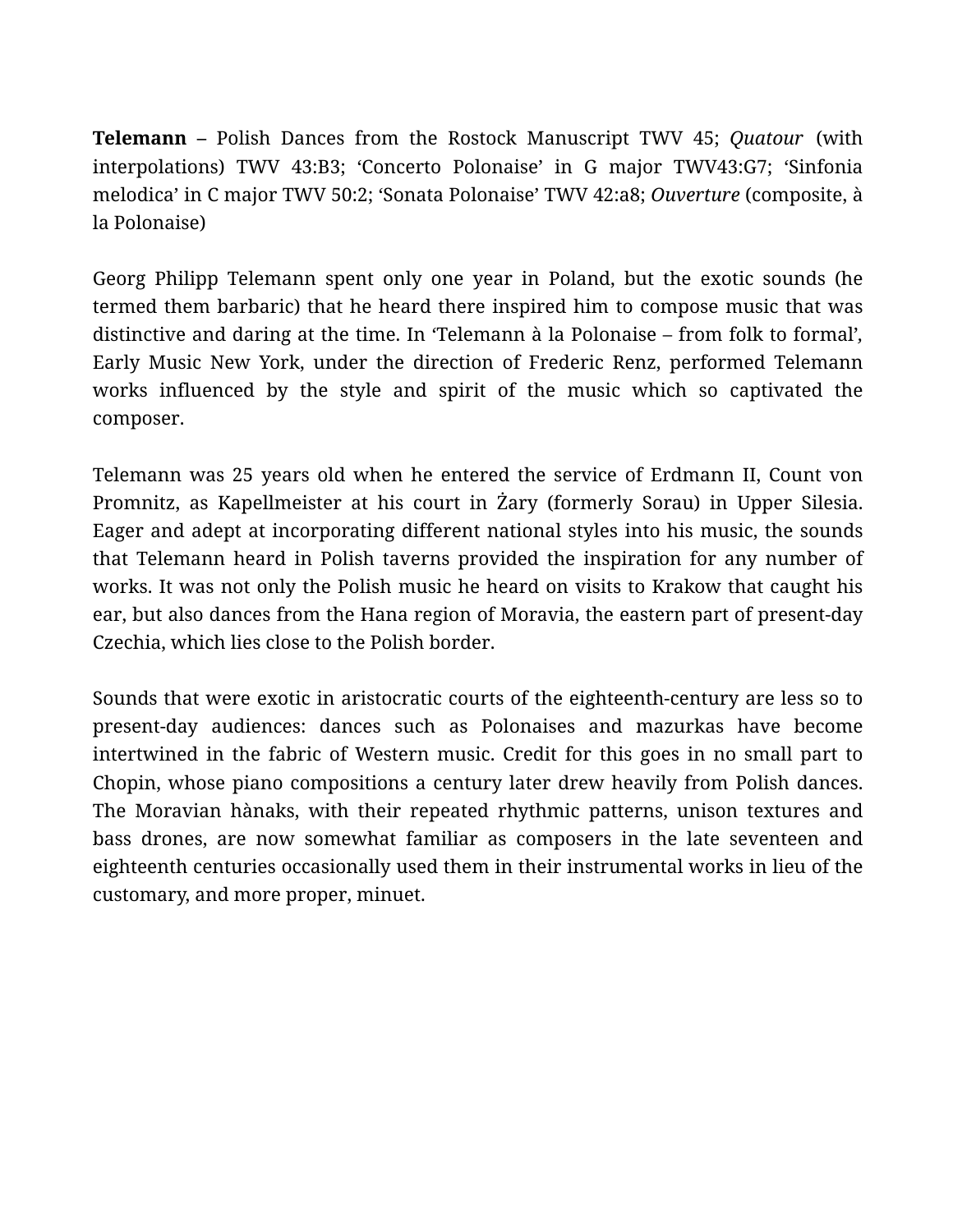**Telemann** – Polish Dances from the Rostock Manuscript TWV 45; *Quatour* (with interpolations) TWV 43:B3; ‘Concerto Polonaise’ in G major TWV43:G7; ‘Sinfonia melodica’ in C major TWV 50:2; ‘Sonata Polonaise’ TWV 42:a8; *Ouverture* (composite, à la Polonaise)

Georg Philipp Telemann spent only one year in Poland, but the exotic sounds (he termed them barbaric) that he heard there inspired him to compose music that was distinctive and daring at the time. In ‘Telemann à la Polonaise – from folk to formal’, Early Music New York, under the direction of Frederic Renz, performed Telemann works influenced by the style and spirit of the music which so captivated the composer.

Telemann was 25 years old when he entered the service of Erdmann II, Count von Promnitz, as Kapellmeister at his court in Żary (formerly Sorau) in Upper Silesia. Eager and adept at incorporating different national styles into his music, the sounds that Telemann heard in Polish taverns provided the inspiration for any number of works. It was not only the Polish music he heard on visits to Krakow that caught his ear, but also dances from the Hana region of Moravia, the eastern part of present-day Czechia, which lies close to the Polish border.

Sounds that were exotic in aristocratic courts of the eighteenth-century are less so to present-day audiences: dances such as Polonaises and mazurkas have become intertwined in the fabric of Western music. Credit for this goes in no small part to Chopin, whose piano compositions a century later drew heavily from Polish dances. The Moravian hànaks, with their repeated rhythmic patterns, unison textures and bass drones, are now somewhat familiar as composers in the late seventeen and eighteenth centuries occasionally used them in their instrumental works in lieu of the customary, and more proper, minuet.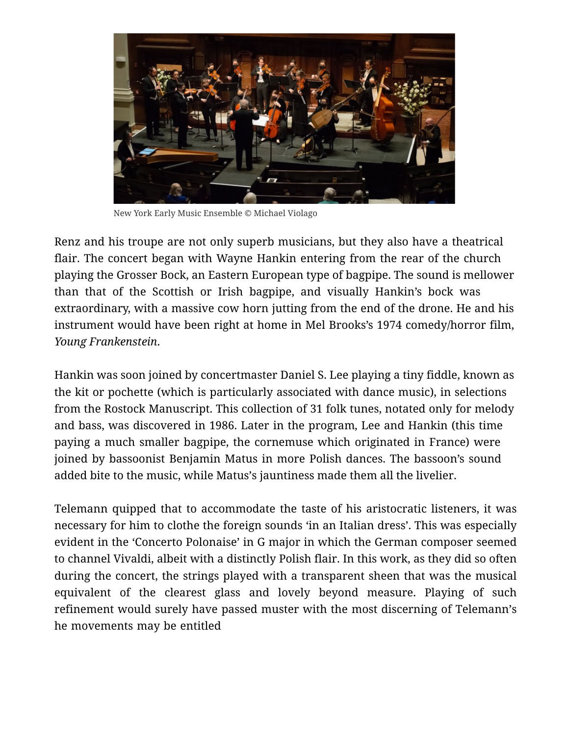New York Early Music Ensemble © Michael Violago

Renz and his troupe are not only superb musicians, but they also have a theatrical flair. The concert began with Wayne Hankin entering from the rear of the church playing the Grosser Bock, an Eastern European type of bagpipe. The sound is mellower than that of the Scottish or Irish bagpipe, and visually Hankin's bock was extraordinary, with a massive cow horn jutting from the end of the drone. He and his instrument would have been right at home in Mel Brooks's 1974 comedy/horror film, *Young Frankenstein*.

Hankin was soon joined by concertmaster Daniel S. Lee playing a tiny fiddle, known as the kit or pochette (which is particularly associated with dance music), in selections from the Rostock Manuscript. This collection of 31 folk tunes, notated only for melody and bass, was discovered in 1986. Later in the program, Lee and Hankin (this time paying a much smaller bagpipe, the cornemuse which originated in France) were joined by bassoonist Benjamin Matus in more Polish dances. The bassoon's sound added bite to the music, while Matus's jauntiness made them all the livelier.

Telemann quipped that to accommodate the taste of his aristocratic listeners, it was necessary for him to clothe the foreign sounds 'in an Italian dress'. This was especially evident in the 'Concerto Polonaise' in G major in which the German composer seemed to channel Vivaldi, albeit with a distinctly Polish flair. In this work, as they did so often during the concert, the strings played with a transparent sheen that was the musical equivalent of the clearest glass and lovely beyond measure. Playing of such refinement would surely have passed muster with the most discerning of Telemann's he movements may be entitled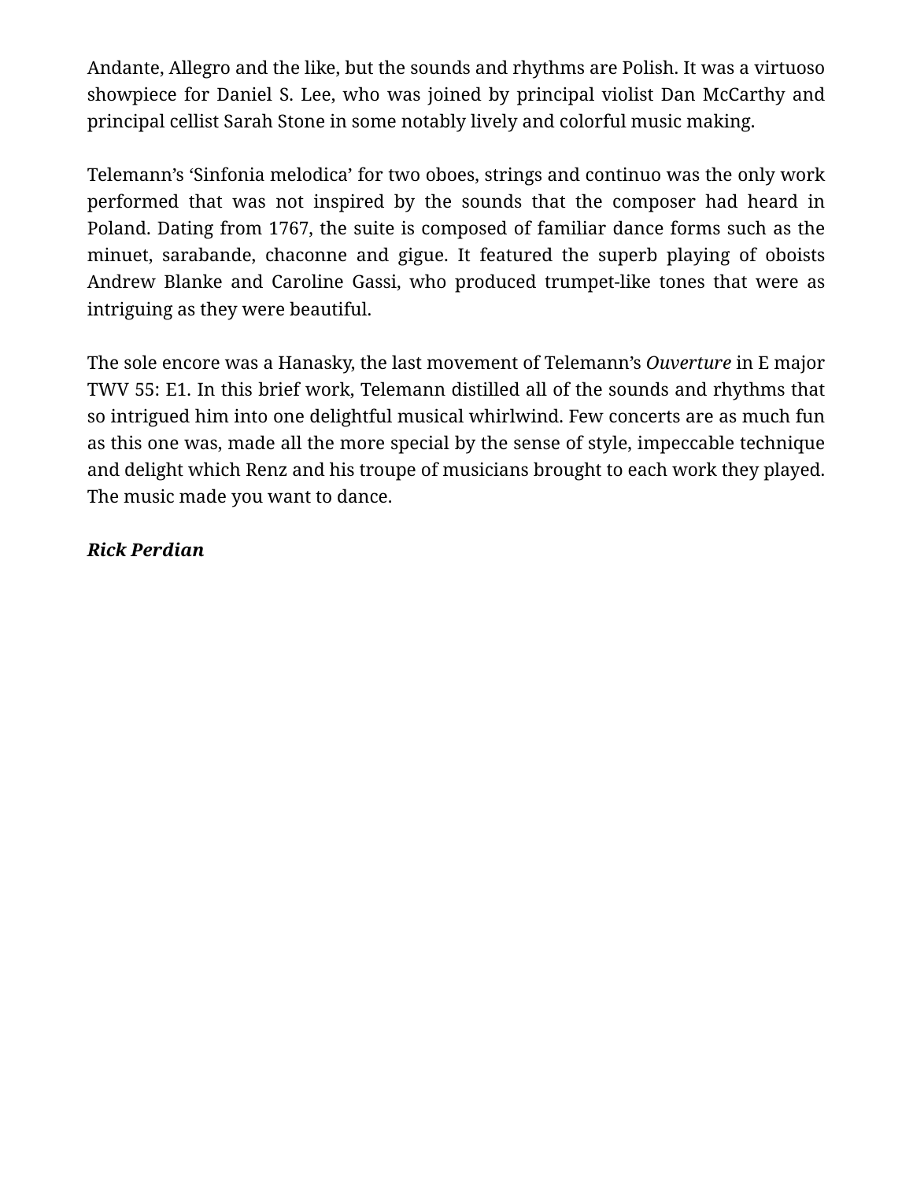Andante, Allegro and the like, but the sounds and rhythms are Polish. It was a virtuoso showpiece for Daniel S. Lee, who was joined by principal violist Dan McCarthy and principal cellist Sarah Stone in some notably lively and colorful music making.

Telemann's 'Sinfonia melodica' for two oboes, strings and continuo was the only work performed that was not inspired by the sounds that the composer had heard in Poland. Dating from 1767, the suite is composed of familiar dance forms such as the minuet, sarabande, chaconne and gigue. It featured the superb playing of oboists Andrew Blanke and Caroline Gassi, who produced trumpet-like tones that were as intriguing as they were beautiful.

The sole encore was a Hanasky, the last movement of Telemann's *Ouverture* in E major TWV 55: E1. In this brief work, Telemann distilled all of the sounds and rhythms that so intrigued him into one delightful musical whirlwind. Few concerts are as much fun as this one was, made all the more special by the sense of style, impeccable technique and delight which Renz and his troupe of musicians brought to each work they played. The music made you want to dance.

***Rick Perdian***